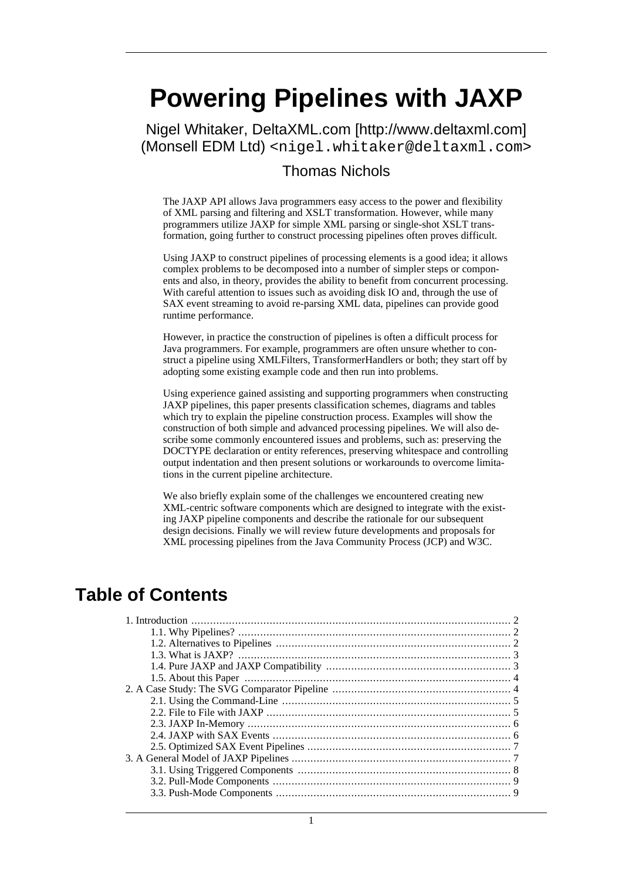# Powering Pipelines with JAXP

Nigel Whitaker, DeltaXML.com [http://www.deltaxml.com] (Monsell EDM Ltd) <nigel.whitaker@deltaxml.com>

Thomas Nichols

The JAXP API allows Java programmers easy access to the power and flexibility of XML parsing and filtering and XSLT transformation. However, while many programmers utilize JAXP for simple XML parsing or single-shot XSLT transformation, going further to construct processing pipelines often proves difficult.

Using JAXP to construct pipelines of processing elements is a good idea; it allows complex problems to be decomposed into a number of simpler steps or components and also, in theory, provides the ability to benefit from concurrent processing. With careful attention to issues such as avoiding disk IO and, through the use of SAX event streaming to avoid re-parsing XML data, pipelines can provide good runtime performance.

However, in practice the construction of pipelines is often a difficult process for Java programmers. For example, programmers are often unsure whether to construct a pipeline using XMLFilters, TransformerHandlers or both; they start off by adopting some existing example code and then run into problems.

Using experience gained assisting and supporting programmers when constructing JAXP pipelines, this paper presents classification schemes, diagrams and tables which try to explain the pipeline construction process. Examples will show the construction of both simple and advanced processing pipelines. We will also describe some commonly encountered issues and problems, such as: preserving the DOCTYPE declaration or entity references, preserving whitespace and controlling output indentation and then present solutions or workarounds to overcome limitations in the current pipeline architecture.

We also briefly explain some of the challenges we encountered creating new XML-centric software components which are designed to integrate with the existing JAXP pipeline components and describe the rationale for our subsequent design decisions. Finally we will review future developments and proposals for XML processing pipelines from the Java Community Process (JCP) and W3C.

## Table of Contents

- 1. Introduction ... 2
  - 1.1. Why Pipelines? ... 2
  - 1.2. Alternatives to Pipelines ... 2
  - 1.3. What is JAXP? ... 3
  - 1.4. Pure JAXP and JAXP Compatibility ... 3
  - 1.5. About this Paper ... 4
- 2. A Case Study: The SVG Comparator Pipeline ... 4
  - 2.1. Using the Command-Line ... 5
  - 2.2. File to File with JAXP ... 5
  - 2.3. JAXP In-Memory ... 6
  - 2.4. JAXP with SAX Events ... 6
  - 2.5. Optimized SAX Event Pipelines ... 7
- 3. A General Model of JAXP Pipelines ... 7
  - 3.1. Using Triggered Components ... 8
  - 3.2. Pull-Mode Components ... 9
  - 3.3. Push-Mode Components ... 9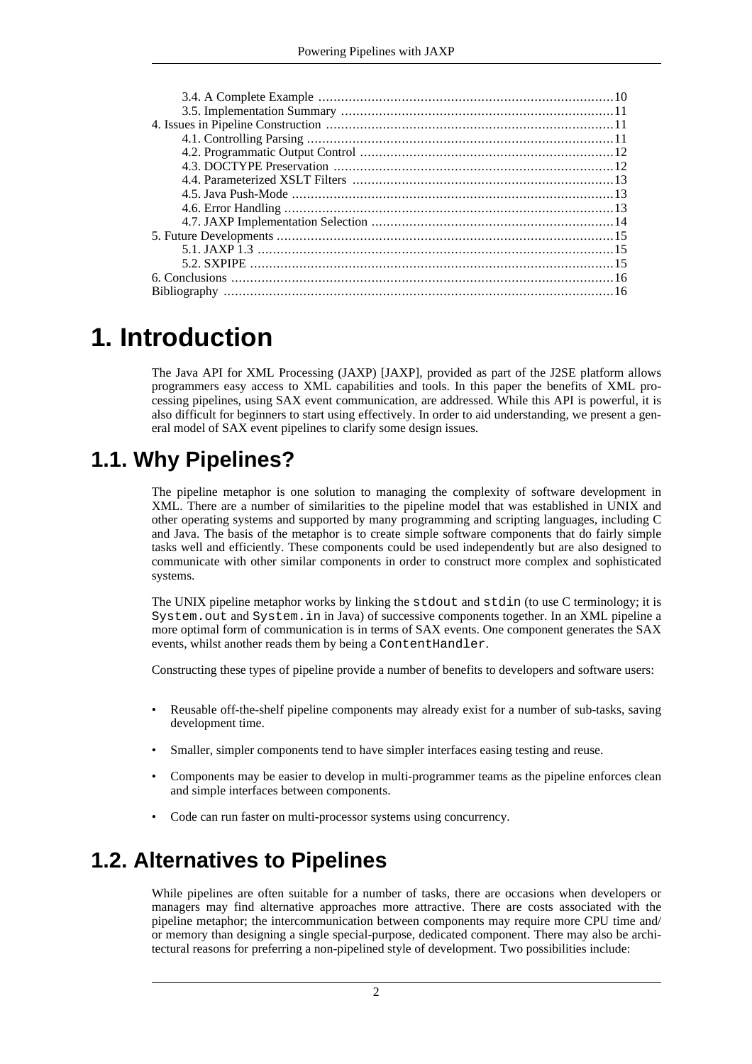- 3.4. A Complete Example ..... 10
- 3.5. Implementation Summary ..... 11
- 4. Issues in Pipeline Construction ..... 11
  - 4.1. Controlling Parsing ..... 11
  - 4.2. Programmatic Output Control ..... 12
  - 4.3. DOCTYPE Preservation ..... 12
  - 4.4. Parameterized XSLT Filters ..... 13
  - 4.5. Java Push-Mode ..... 13
  - 4.6. Error Handling ..... 13
  - 4.7. JAXP Implementation Selection ..... 14
- 5. Future Developments ..... 15
  - 5.1. JAXP 1.3 ..... 15
  - 5.2. SXPIPE ..... 15
- 6. Conclusions ..... 16
- Bibliography ..... 16

# 1. Introduction

The Java API for XML Processing (JAXP) [JAXP], provided as part of the J2SE platform allows programmers easy access to XML capabilities and tools. In this paper the benefits of XML processing pipelines, using SAX event communication, are addressed. While this API is powerful, it is also difficult for beginners to start using effectively. In order to aid understanding, we present a general model of SAX event pipelines to clarify some design issues.

## 1.1. Why Pipelines?

The pipeline metaphor is one solution to managing the complexity of software development in XML. There are a number of similarities to the pipeline model that was established in UNIX and other operating systems and supported by many programming and scripting languages, including C and Java. The basis of the metaphor is to create simple software components that do fairly simple tasks well and efficiently. These components could be used independently but are also designed to communicate with other similar components in order to construct more complex and sophisticated systems.

The UNIX pipeline metaphor works by linking the `stdout` and `stdin` (to use C terminology; it is `System.out` and `System.in` in Java) of successive components together. In an XML pipeline a more optimal form of communication is in terms of SAX events. One component generates the SAX events, whilst another reads them by being a `ContentHandler`.

Constructing these types of pipeline provide a number of benefits to developers and software users:

- Reusable off-the-shelf pipeline components may already exist for a number of sub-tasks, saving development time.
- Smaller, simpler components tend to have simpler interfaces easing testing and reuse.
- Components may be easier to develop in multi-programmer teams as the pipeline enforces clean and simple interfaces between components.
- Code can run faster on multi-processor systems using concurrency.

## 1.2. Alternatives to Pipelines

While pipelines are often suitable for a number of tasks, there are occasions when developers or managers may find alternative approaches more attractive. There are costs associated with the pipeline metaphor; the intercommunication between components may require more CPU time and/or memory than designing a single special-purpose, dedicated component. There may also be architectural reasons for preferring a non-pipelined style of development. Two possibilities include: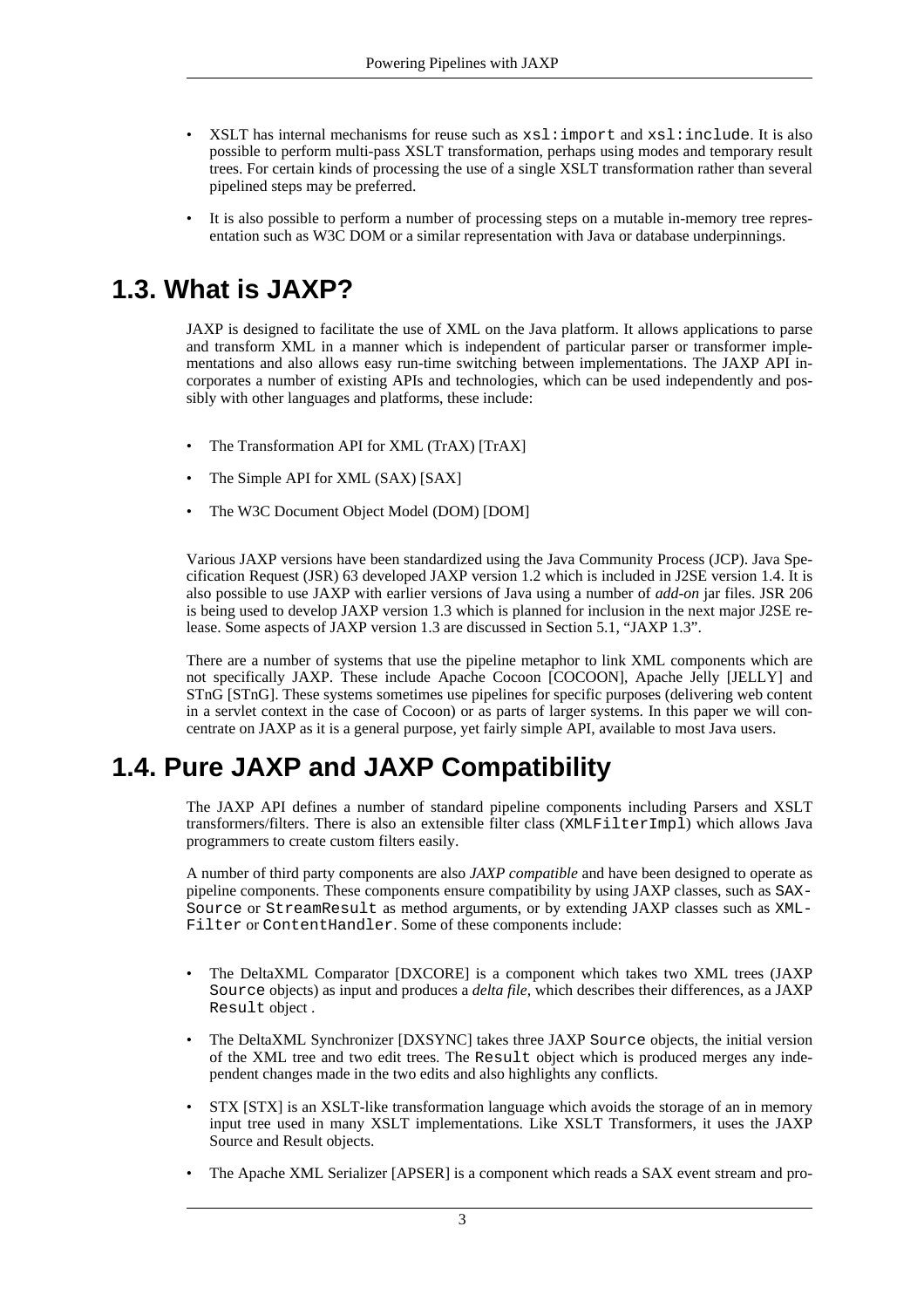- XSLT has internal mechanisms for reuse such as `xsl:import` and `xsl:include`. It is also possible to perform multi-pass XSLT transformation, perhaps using modes and temporary result trees. For certain kinds of processing the use of a single XSLT transformation rather than several pipelined steps may be preferred.
- It is also possible to perform a number of processing steps on a mutable in-memory tree representation such as W3C DOM or a similar representation with Java or database underpinnings.

## 1.3. What is JAXP?

JAXP is designed to facilitate the use of XML on the Java platform. It allows applications to parse and transform XML in a manner which is independent of particular parser or transformer implementations and also allows easy run-time switching between implementations. The JAXP API incorporates a number of existing APIs and technologies, which can be used independently and possibly with other languages and platforms, these include:

- The Transformation API for XML (TrAX) [TrAX]
- The Simple API for XML (SAX) [SAX]
- The W3C Document Object Model (DOM) [DOM]

Various JAXP versions have been standardized using the Java Community Process (JCP). Java Specification Request (JSR) 63 developed JAXP version 1.2 which is included in J2SE version 1.4. It is also possible to use JAXP with earlier versions of Java using a number of *add-on* jar files. JSR 206 is being used to develop JAXP version 1.3 which is planned for inclusion in the next major J2SE release. Some aspects of JAXP version 1.3 are discussed in Section 5.1, "JAXP 1.3".

There are a number of systems that use the pipeline metaphor to link XML components which are not specifically JAXP. These include Apache Cocoon [COCOON], Apache Jelly [JELLY] and STnG [STnG]. These systems sometimes use pipelines for specific purposes (delivering web content in a servlet context in the case of Cocoon) or as parts of larger systems. In this paper we will concentrate on JAXP as it is a general purpose, yet fairly simple API, available to most Java users.

## 1.4. Pure JAXP and JAXP Compatibility

The JAXP API defines a number of standard pipeline components including Parsers and XSLT transformers/filters. There is also an extensible filter class (`XMLFilterImpl`) which allows Java programmers to create custom filters easily.

A number of third party components are also *JAXP compatible* and have been designed to operate as pipeline components. These components ensure compatibility by using JAXP classes, such as `SAXSource` or `StreamResult` as method arguments, or by extending JAXP classes such as `XMLFilter` or `ContentHandler`. Some of these components include:

- The DeltaXML Comparator [DXCORE] is a component which takes two XML trees (JAXP `Source` objects) as input and produces a *delta file*, which describes their differences, as a JAXP `Result` object .
- The DeltaXML Synchronizer [DXSYNC] takes three JAXP `Source` objects, the initial version of the XML tree and two edit trees. The `Result` object which is produced merges any independent changes made in the two edits and also highlights any conflicts.
- STX [STX] is an XSLT-like transformation language which avoids the storage of an in memory input tree used in many XSLT implementations. Like XSLT Transformers, it uses the JAXP Source and Result objects.
- The Apache XML Serializer [APSER] is a component which reads a SAX event stream and pro-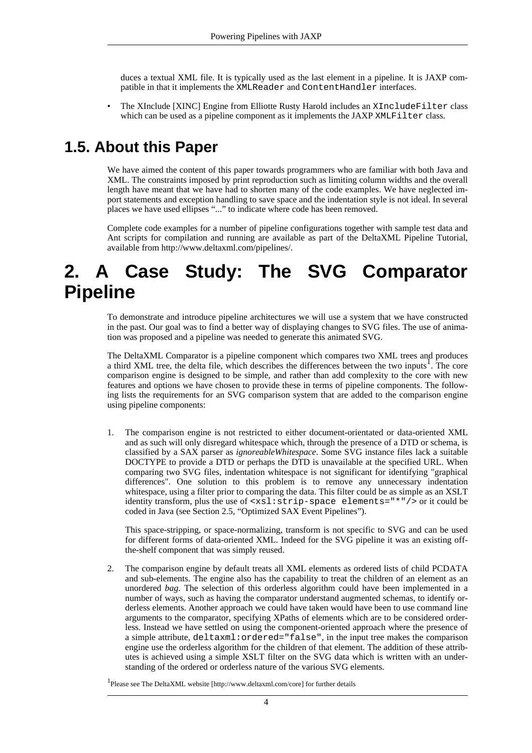duces a textual XML file. It is typically used as the last element in a pipeline. It is JAXP compatible in that it implements the `XMLReader` and `ContentHandler` interfaces.

- The XInclude [XINC] Engine from Elliotte Rusty Harold includes an `XIncludeFilter` class which can be used as a pipeline component as it implements the JAXP `XMLFilter` class.

## 1.5. About this Paper

We have aimed the content of this paper towards programmers who are familiar with both Java and XML. The constraints imposed by print reproduction such as limiting column widths and the overall length have meant that we have had to shorten many of the code examples. We have neglected import statements and exception handling to save space and the indentation style is not ideal. In several places we have used ellipses "..." to indicate where code has been removed.

Complete code examples for a number of pipeline configurations together with sample test data and Ant scripts for compilation and running are available as part of the DeltaXML Pipeline Tutorial, available from http://www.deltaxml.com/pipelines/.

# 2. A Case Study: The SVG Comparator Pipeline

To demonstrate and introduce pipeline architectures we will use a system that we have constructed in the past. Our goal was to find a better way of displaying changes to SVG files. The use of animation was proposed and a pipeline was needed to generate this animated SVG.

The DeltaXML Comparator is a pipeline component which compares two XML trees and produces a third XML tree, the delta file, which describes the differences between the two inputs[1]. The core comparison engine is designed to be simple, and rather than add complexity to the core with new features and options we have chosen to provide these in terms of pipeline components. The following lists the requirements for an SVG comparison system that are added to the comparison engine using pipeline components:

1. The comparison engine is not restricted to either document-orientated or data-oriented XML and as such will only disregard whitespace which, through the presence of a DTD or schema, is classified by a SAX parser as *ignoreableWhitespace*. Some SVG instance files lack a suitable DOCTYPE to provide a DTD or perhaps the DTD is unavailable at the specified URL. When comparing two SVG files, indentation whitespace is not significant for identifying "graphical differences". One solution to this problem is to remove any unnecessary indentation whitespace, using a filter prior to comparing the data. This filter could be as simple as an XSLT identity transform, plus the use of `<xsl:strip-space elements="*"/>` or it could be coded in Java (see Section 2.5, "Optimized SAX Event Pipelines").

   This space-stripping, or space-normalizing, transform is not specific to SVG and can be used for different forms of data-oriented XML. Indeed for the SVG pipeline it was an existing off-the-shelf component that was simply reused.

2. The comparison engine by default treats all XML elements as ordered lists of child PCDATA and sub-elements. The engine also has the capability to treat the children of an element as an unordered *bag*. The selection of this orderless algorithm could have been implemented in a number of ways, such as having the comparator understand augmented schemas, to identify orderless elements. Another approach we could have taken would have been to use command line arguments to the comparator, specifying XPaths of elements which are to be considered orderless. Instead we have settled on using the component-oriented approach where the presence of a simple attribute, `deltaxml:ordered="false"`, in the input tree makes the comparison engine use the orderless algorithm for the children of that element. The addition of these attributes is achieved using a simple XSLT filter on the SVG data which is written with an understanding of the ordered or orderless nature of the various SVG elements.

[1] Please see The DeltaXML website [http://www.deltaxml.com/core] for further details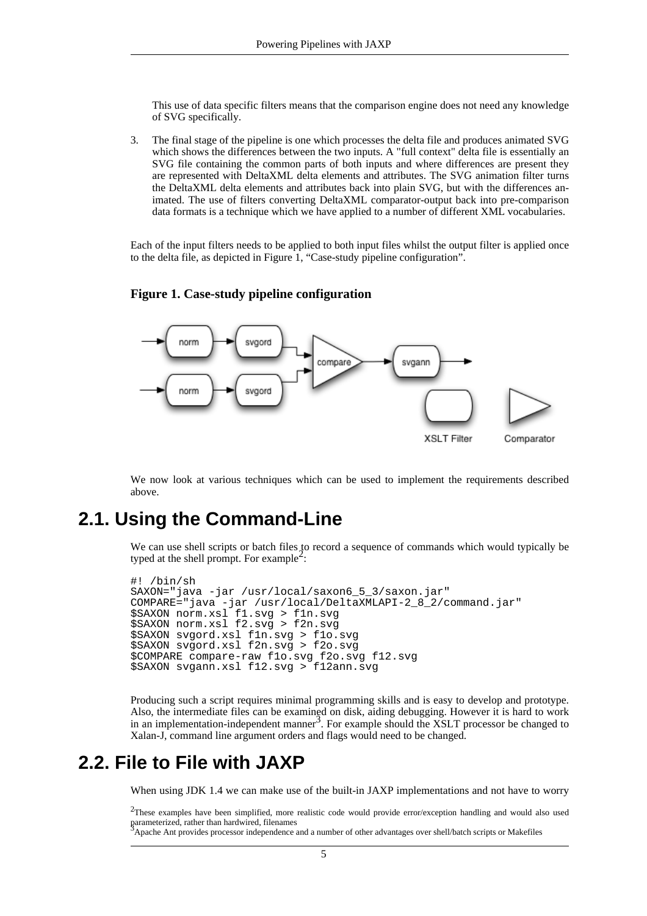This use of data specific filters means that the comparison engine does not need any knowledge of SVG specifically.

3. The final stage of the pipeline is one which processes the delta file and produces animated SVG which shows the differences between the two inputs. A "full context" delta file is essentially an SVG file containing the common parts of both inputs and where differences are present they are represented with DeltaXML delta elements and attributes. The SVG animation filter turns the DeltaXML delta elements and attributes back into plain SVG, but with the differences animated. The use of filters converting DeltaXML comparator-output back into pre-comparison data formats is a technique which we have applied to a number of different XML vocabularies.

Each of the input filters needs to be applied to both input files whilst the output filter is applied once to the delta file, as depicted in Figure 1, "Case-study pipeline configuration".

**Figure 1. Case-study pipeline configuration**

We now look at various techniques which can be used to implement the requirements described above.

## 2.1. Using the Command-Line

We can use shell scripts or batch files to record a sequence of commands which would typically be typed at the shell prompt. For example[2]:

```
#! /bin/sh
SAXON="java -jar /usr/local/saxon6_5_3/saxon.jar"
COMPARE="java -jar /usr/local/DeltaXMLAPI-2_8_2/command.jar"
$SAXON norm.xsl f1.svg > f1n.svg
$SAXON norm.xsl f2.svg > f2n.svg
$SAXON svgord.xsl f1n.svg > f1o.svg
$SAXON svgord.xsl f2n.svg > f2o.svg
$COMPARE compare-raw f1o.svg f2o.svg f12.svg
$SAXON svgann.xsl f12.svg > f12ann.svg
```

Producing such a script requires minimal programming skills and is easy to develop and prototype. Also, the intermediate files can be examined on disk, aiding debugging. However it is hard to work in an implementation-independent manner[3]. For example should the XSLT processor be changed to Xalan-J, command line argument orders and flags would need to be changed.

## 2.2. File to File with JAXP

When using JDK 1.4 we can make use of the built-in JAXP implementations and not have to worry

[2] These examples have been simplified, more realistic code would provide error/exception handling and would also used parameterized, rather than hardwired, filenames

[3] Apache Ant provides processor independence and a number of other advantages over shell/batch scripts or Makefiles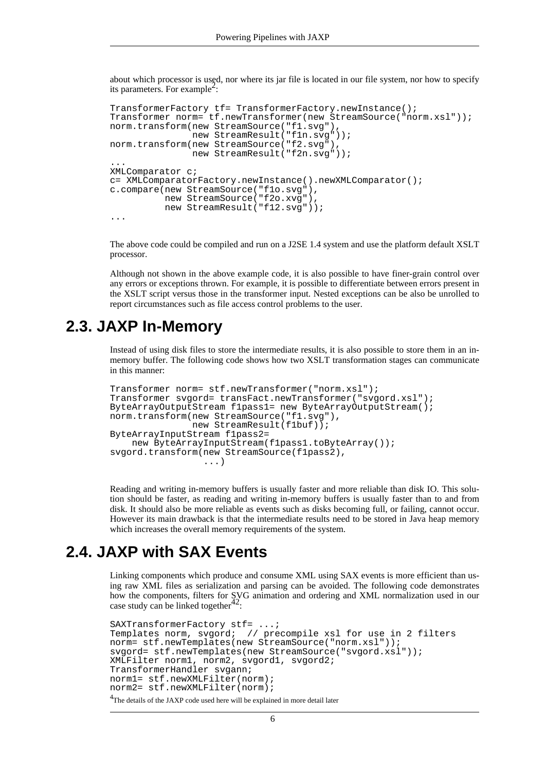about which processor is used, nor where its jar file is located in our file system, nor how to specify its parameters. For example[2]:

```
TransformerFactory tf= TransformerFactory.newInstance();
Transformer norm= tf.newTransformer(new StreamSource("norm.xsl"));
norm.transform(new StreamSource("f1.svg"),
               new StreamResult("f1n.svg"));
norm.transform(new StreamSource("f2.svg"),
               new StreamResult("f2n.svg"));
...
XMLComparator c;
c= XMLComparatorFactory.newInstance().newXMLComparator();
c.compare(new StreamSource("f1o.svg"),
          new StreamSource("f2o.xvg"),
          new StreamResult("f12.svg"));
...
```

The above code could be compiled and run on a J2SE 1.4 system and use the platform default XSLT processor.

Although not shown in the above example code, it is also possible to have finer-grain control over any errors or exceptions thrown. For example, it is possible to differentiate between errors present in the XSLT script versus those in the transformer input. Nested exceptions can be also be unrolled to report circumstances such as file access control problems to the user.

## 2.3. JAXP In-Memory

Instead of using disk files to store the intermediate results, it is also possible to store them in an in-memory buffer. The following code shows how two XSLT transformation stages can communicate in this manner:

```
Transformer norm= stf.newTransformer("norm.xsl");
Transformer svgord= transFact.newTransformer("svgord.xsl");
ByteArrayOutputStream f1pass1= new ByteArrayOutputStream();
norm.transform(new StreamSource("f1.svg"),
               new StreamResult(f1buf));
ByteArrayInputStream f1pass2=
    new ByteArrayInputStream(f1pass1.toByteArray());
svgord.transform(new StreamSource(f1pass2),
                 ...)
```

Reading and writing in-memory buffers is usually faster and more reliable than disk IO. This solution should be faster, as reading and writing in-memory buffers is usually faster than to and from disk. It should also be more reliable as events such as disks becoming full, or failing, cannot occur. However its main drawback is that the intermediate results need to be stored in Java heap memory which increases the overall memory requirements of the system.

## 2.4. JAXP with SAX Events

Linking components which produce and consume XML using SAX events is more efficient than using raw XML files as serialization and parsing can be avoided. The following code demonstrates how the components, filters for SVG animation and ordering and XML normalization used in our case study can be linked together[42]:

```
SAXTransformerFactory stf= ...;
Templates norm, svgord;  // precompile xsl for use in 2 filters
norm= stf.newTemplates(new StreamSource("norm.xsl"));
svgord= stf.newTemplates(new StreamSource("svgord.xsl"));
XMLFilter norm1, norm2, svgord1, svgord2;
TransformerHandler svgann;
norm1= stf.newXMLFilter(norm);
norm2= stf.newXMLFilter(norm);
```

[4]The details of the JAXP code used here will be explained in more detail later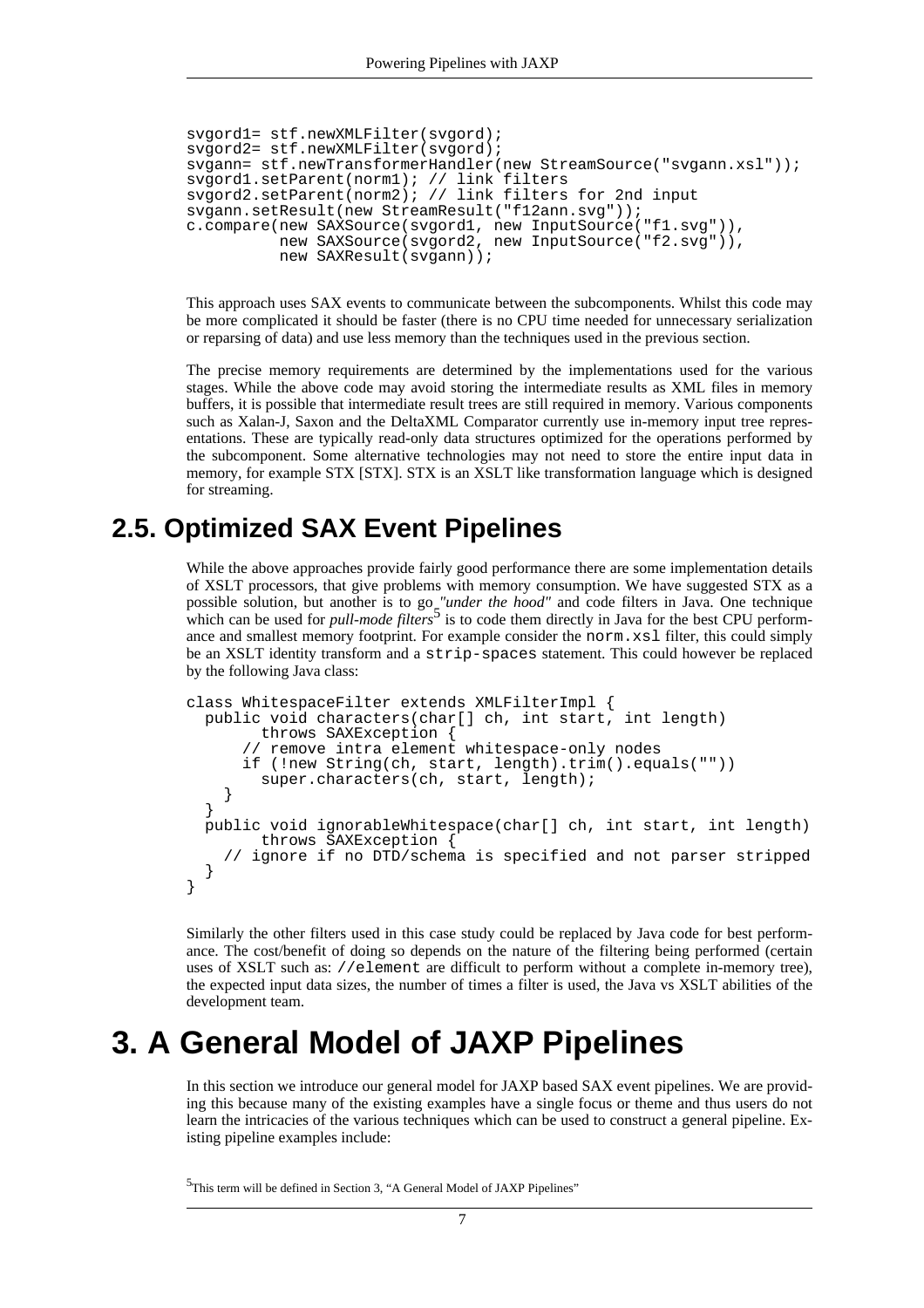```
svgord1= stf.newXMLFilter(svgord);
svgord2= stf.newXMLFilter(svgord);
svgann= stf.newTransformerHandler(new StreamSource("svgann.xsl"));
svgord1.setParent(norm1); // link filters
svgord2.setParent(norm2); // link filters for 2nd input
svgann.setResult(new StreamResult("f12ann.svg"));
c.compare(new SAXSource(svgord1, new InputSource("f1.svg")),
          new SAXSource(svgord2, new InputSource("f2.svg")),
          new SAXResult(svgann));
```

This approach uses SAX events to communicate between the subcomponents. Whilst this code may be more complicated it should be faster (there is no CPU time needed for unnecessary serialization or reparsing of data) and use less memory than the techniques used in the previous section.

The precise memory requirements are determined by the implementations used for the various stages. While the above code may avoid storing the intermediate results as XML files in memory buffers, it is possible that intermediate result trees are still required in memory. Various components such as Xalan-J, Saxon and the DeltaXML Comparator currently use in-memory input tree representations. These are typically read-only data structures optimized for the operations performed by the subcomponent. Some alternative technologies may not need to store the entire input data in memory, for example STX [STX]. STX is an XSLT like transformation language which is designed for streaming.

## 2.5. Optimized SAX Event Pipelines

While the above approaches provide fairly good performance there are some implementation details of XSLT processors, that give problems with memory consumption. We have suggested STX as a possible solution, but another is to go *"under the hood"* and code filters in Java. One technique which can be used for *pull-mode filters*[5] is to code them directly in Java for the best CPU performance and smallest memory footprint. For example consider the `norm.xsl` filter, this could simply be an XSLT identity transform and a `strip-spaces` statement. This could however be replaced by the following Java class:

```
class WhitespaceFilter extends XMLFilterImpl {
  public void characters(char[] ch, int start, int length)
        throws SAXException {
      // remove intra element whitespace-only nodes
      if (!new String(ch, start, length).trim().equals(""))
        super.characters(ch, start, length);
    }
  }
  public void ignorableWhitespace(char[] ch, int start, int length)
        throws SAXException {
    // ignore if no DTD/schema is specified and not parser stripped
  }
}
```

Similarly the other filters used in this case study could be replaced by Java code for best performance. The cost/benefit of doing so depends on the nature of the filtering being performed (certain uses of XSLT such as: `//element` are difficult to perform without a complete in-memory tree), the expected input data sizes, the number of times a filter is used, the Java vs XSLT abilities of the development team.

# 3. A General Model of JAXP Pipelines

In this section we introduce our general model for JAXP based SAX event pipelines. We are providing this because many of the existing examples have a single focus or theme and thus users do not learn the intricacies of the various techniques which can be used to construct a general pipeline. Existing pipeline examples include:

[5] This term will be defined in Section 3, "A General Model of JAXP Pipelines"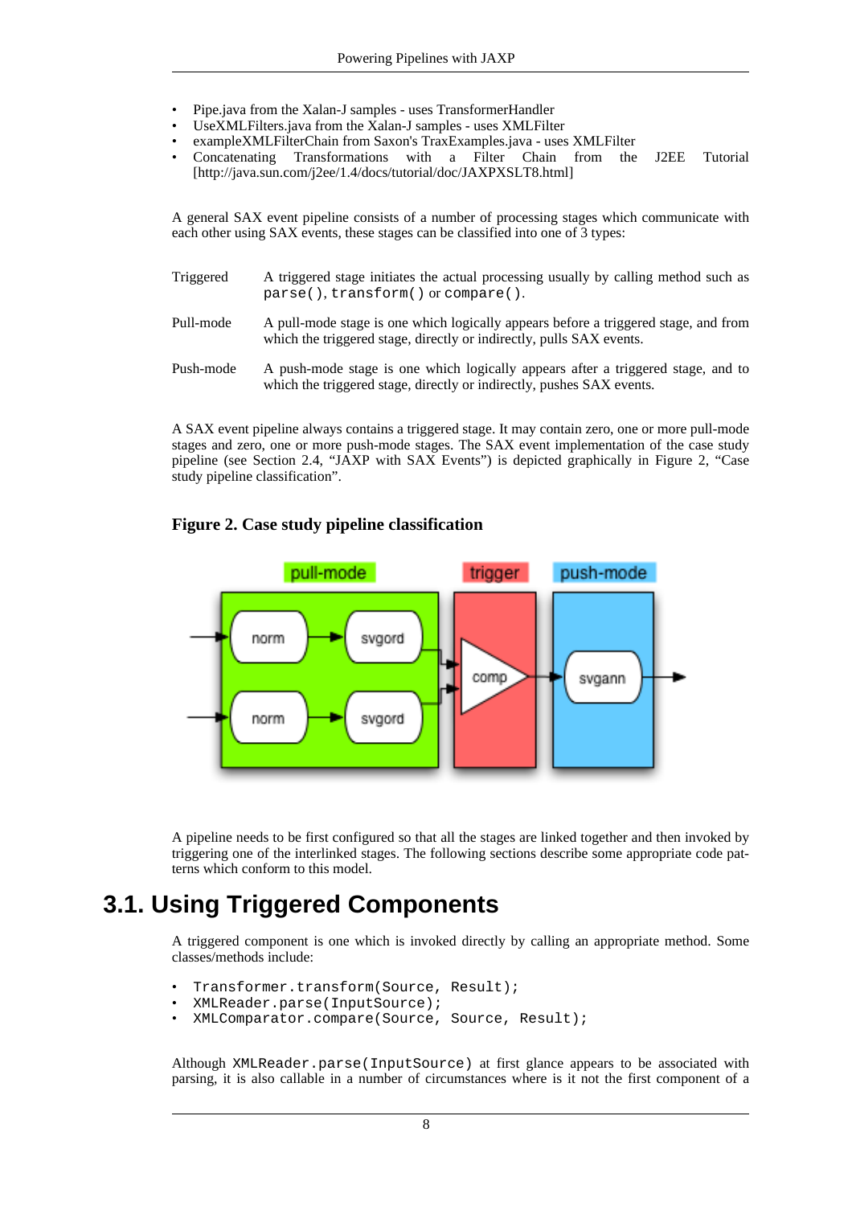- Pipe.java from the Xalan-J samples - uses TransformerHandler
- UseXMLFilters.java from the Xalan-J samples - uses XMLFilter
- exampleXMLFilterChain from Saxon's TraxExamples.java - uses XMLFilter
- Concatenating Transformations with a Filter Chain from the J2EE Tutorial [http://java.sun.com/j2ee/1.4/docs/tutorial/doc/JAXPXSLT8.html]

A general SAX event pipeline consists of a number of processing stages which communicate with each other using SAX events, these stages can be classified into one of 3 types:

Triggered
: A triggered stage initiates the actual processing usually by calling method such as `parse()`, `transform()` or `compare()`.

Pull-mode
: A pull-mode stage is one which logically appears before a triggered stage, and from which the triggered stage, directly or indirectly, pulls SAX events.

Push-mode
: A push-mode stage is one which logically appears after a triggered stage, and to which the triggered stage, directly or indirectly, pushes SAX events.

A SAX event pipeline always contains a triggered stage. It may contain zero, one or more pull-mode stages and zero, one or more push-mode stages. The SAX event implementation of the case study pipeline (see Section 2.4, “JAXP with SAX Events”) is depicted graphically in Figure 2, “Case study pipeline classification”.

**Figure 2. Case study pipeline classification**

A pipeline needs to be first configured so that all the stages are linked together and then invoked by triggering one of the interlinked stages. The following sections describe some appropriate code patterns which conform to this model.

# 3.1. Using Triggered Components

A triggered component is one which is invoked directly by calling an appropriate method. Some classes/methods include:

- `Transformer.transform(Source, Result);`
- `XMLReader.parse(InputSource);`
- `XMLComparator.compare(Source, Source, Result);`

Although `XMLReader.parse(InputSource)` at first glance appears to be associated with parsing, it is also callable in a number of circumstances where is it not the first component of a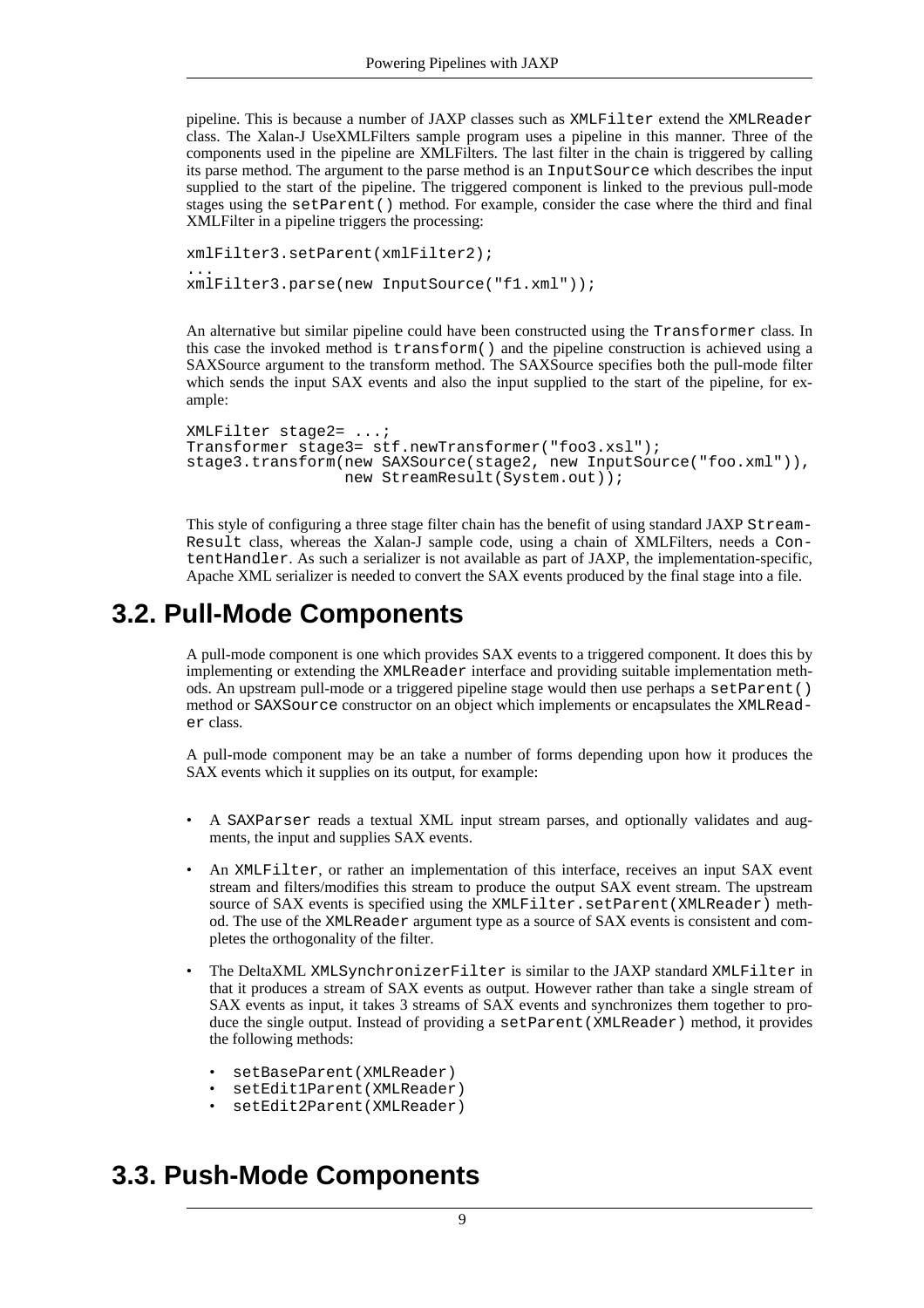pipeline. This is because a number of JAXP classes such as `XMLFilter` extend the `XMLReader` class. The Xalan-J UseXMLFilters sample program uses a pipeline in this manner. Three of the components used in the pipeline are XMLFilters. The last filter in the chain is triggered by calling its parse method. The argument to the parse method is an `InputSource` which describes the input supplied to the start of the pipeline. The triggered component is linked to the previous pull-mode stages using the `setParent()` method. For example, consider the case where the third and final XMLFilter in a pipeline triggers the processing:

```
xmlFilter3.setParent(xmlFilter2);
...
xmlFilter3.parse(new InputSource("f1.xml"));
```

An alternative but similar pipeline could have been constructed using the `Transformer` class. In this case the invoked method is `transform()` and the pipeline construction is achieved using a SAXSource argument to the transform method. The SAXSource specifies both the pull-mode filter which sends the input SAX events and also the input supplied to the start of the pipeline, for example:

```
XMLFilter stage2= ...;
Transformer stage3= stf.newTransformer("foo3.xsl");
stage3.transform(new SAXSource(stage2, new InputSource("foo.xml")),
                 new StreamResult(System.out));
```

This style of configuring a three stage filter chain has the benefit of using standard JAXP `StreamResult` class, whereas the Xalan-J sample code, using a chain of XMLFilters, needs a `ContentHandler`. As such a serializer is not available as part of JAXP, the implementation-specific, Apache XML serializer is needed to convert the SAX events produced by the final stage into a file.

## 3.2. Pull-Mode Components

A pull-mode component is one which provides SAX events to a triggered component. It does this by implementing or extending the `XMLReader` interface and providing suitable implementation methods. An upstream pull-mode or a triggered pipeline stage would then use perhaps a `setParent()` method or `SAXSource` constructor on an object which implements or encapsulates the `XMLReader` class.

A pull-mode component may be an take a number of forms depending upon how it produces the SAX events which it supplies on its output, for example:

- A `SAXParser` reads a textual XML input stream parses, and optionally validates and augments, the input and supplies SAX events.
- An `XMLFilter`, or rather an implementation of this interface, receives an input SAX event stream and filters/modifies this stream to produce the output SAX event stream. The upstream source of SAX events is specified using the `XMLFilter.setParent(XMLReader)` method. The use of the `XMLReader` argument type as a source of SAX events is consistent and completes the orthogonality of the filter.
- The DeltaXML `XMLSynchronizerFilter` is similar to the JAXP standard `XMLFilter` in that it produces a stream of SAX events as output. However rather than take a single stream of SAX events as input, it takes 3 streams of SAX events and synchronizes them together to produce the single output. Instead of providing a `setParent(XMLReader)` method, it provides the following methods:
  - `setBaseParent(XMLReader)`
  - `setEdit1Parent(XMLReader)`
  - `setEdit2Parent(XMLReader)`

## 3.3. Push-Mode Components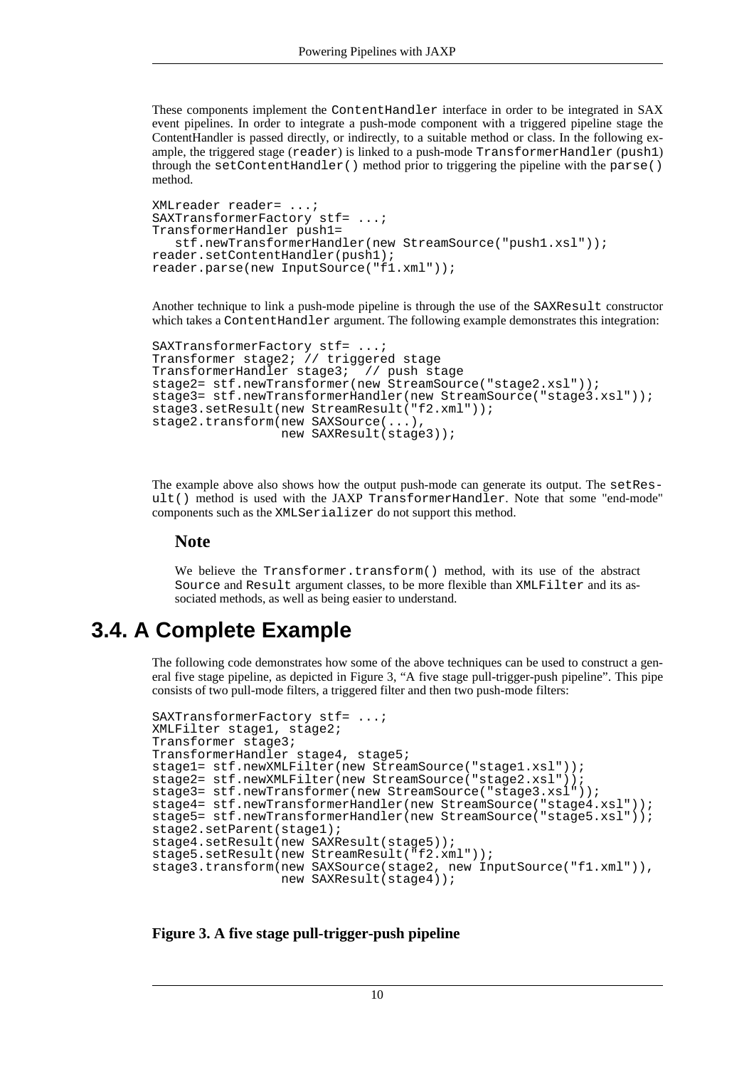These components implement the `ContentHandler` interface in order to be integrated in SAX event pipelines. In order to integrate a push-mode component with a triggered pipeline stage the ContentHandler is passed directly, or indirectly, to a suitable method or class. In the following example, the triggered stage (`reader`) is linked to a push-mode `TransformerHandler` (`push1`) through the `setContentHandler()` method prior to triggering the pipeline with the `parse()` method.

```
XMLreader reader= ...;
SAXTransformerFactory stf= ...;
TransformerHandler push1=
   stf.newTransformerHandler(new StreamSource("push1.xsl"));
reader.setContentHandler(push1);
reader.parse(new InputSource("f1.xml"));
```

Another technique to link a push-mode pipeline is through the use of the `SAXResult` constructor which takes a `ContentHandler` argument. The following example demonstrates this integration:

```
SAXTransformerFactory stf= ...;
Transformer stage2; // triggered stage
TransformerHandler stage3;  // push stage
stage2= stf.newTransformer(new StreamSource("stage2.xsl"));
stage3= stf.newTransformerHandler(new StreamSource("stage3.xsl"));
stage3.setResult(new StreamResult("f2.xml"));
stage2.transform(new SAXSource(...),
                 new SAXResult(stage3));
```

The example above also shows how the output push-mode can generate its output. The `setResult()` method is used with the JAXP `TransformerHandler`. Note that some "end-mode" components such as the `XMLSerializer` do not support this method.

### Note

We believe the `Transformer.transform()` method, with its use of the abstract `Source` and `Result` argument classes, to be more flexible than `XMLFilter` and its associated methods, as well as being easier to understand.

## 3.4. A Complete Example

The following code demonstrates how some of the above techniques can be used to construct a general five stage pipeline, as depicted in Figure 3, “A five stage pull-trigger-push pipeline”. This pipe consists of two pull-mode filters, a triggered filter and then two push-mode filters:

```
SAXTransformerFactory stf= ...;
XMLFilter stage1, stage2;
Transformer stage3;
TransformerHandler stage4, stage5;
stage1= stf.newXMLFilter(new StreamSource("stage1.xsl"));
stage2= stf.newXMLFilter(new StreamSource("stage2.xsl"));
stage3= stf.newTransformer(new StreamSource("stage3.xsl"));
stage4= stf.newTransformerHandler(new StreamSource("stage4.xsl"));
stage5= stf.newTransformerHandler(new StreamSource("stage5.xsl"));
stage2.setParent(stage1);
stage4.setResult(new SAXResult(stage5));
stage5.setResult(new StreamResult("f2.xml"));
stage3.transform(new SAXSource(stage2, new InputSource("f1.xml")),
                 new SAXResult(stage4));
```

**Figure 3. A five stage pull-trigger-push pipeline**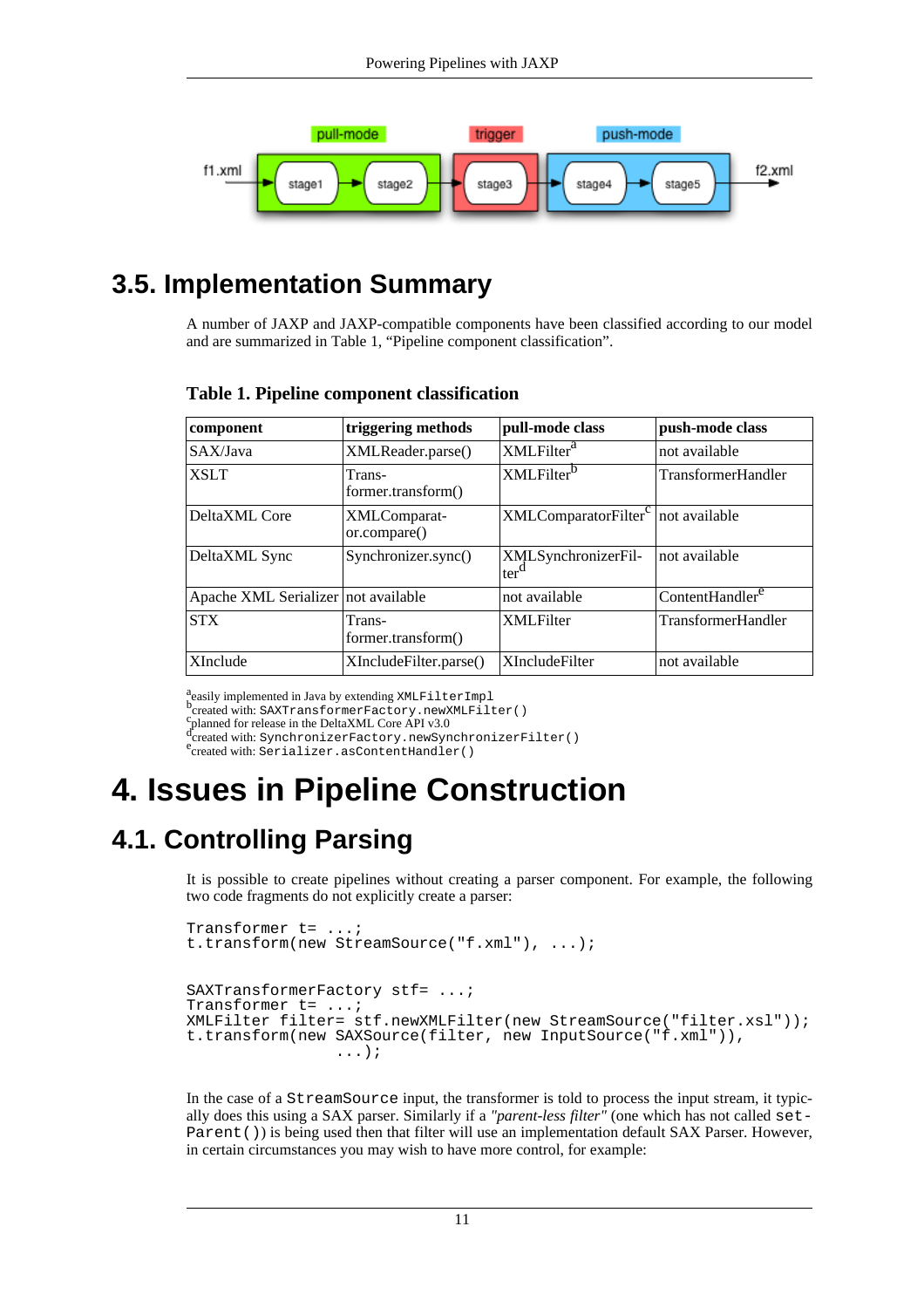## 3.5. Implementation Summary

A number of JAXP and JAXP-compatible components have been classified according to our model and are summarized in Table 1, "Pipeline component classification".

**Table 1. Pipeline component classification**

| component | triggering methods | pull-mode class | push-mode class |
|---|---|---|---|
| SAX/Java | XMLReader.parse() | XMLFilter[a] | not available |
| XSLT | Transformer.transform() | XMLFilter[b] | TransformerHandler |
| DeltaXML Core | XMLComparator.compare() | XMLComparatorFilter[c] | not available |
| DeltaXML Sync | Synchronizer.sync() | XMLSynchronizerFilter[d] | not available |
| Apache XML Serializer | not available | not available | ContentHandler[e] |
| STX | Transformer.transform() | XMLFilter | TransformerHandler |
| XInclude | XIncludeFilter.parse() | XIncludeFilter | not available |

[a]easily implemented in Java by extending `XMLFilterImpl`
[b]created with: `SAXTransformerFactory.newXMLFilter()`
[c]planned for release in the DeltaXML Core API v3.0
[d]created with: `SynchronizerFactory.newSynchronizerFilter()`
[e]created with: `Serializer.asContentHandler()`

# 4. Issues in Pipeline Construction

## 4.1. Controlling Parsing

It is possible to create pipelines without creating a parser component. For example, the following two code fragments do not explicitly create a parser:

```
Transformer t= ...;
t.transform(new StreamSource("f.xml"), ...);
```

```
SAXTransformerFactory stf= ...;
Transformer t= ...;
XMLFilter filter= stf.newXMLFilter(new StreamSource("filter.xsl"));
t.transform(new SAXSource(filter, new InputSource("f.xml")),
                ...);
```

In the case of a `StreamSource` input, the transformer is told to process the input stream, it typically does this using a SAX parser. Similarly if a *"parent-less filter"* (one which has not called `setParent()`) is being used then that filter will use an implementation default SAX Parser. However, in certain circumstances you may wish to have more control, for example: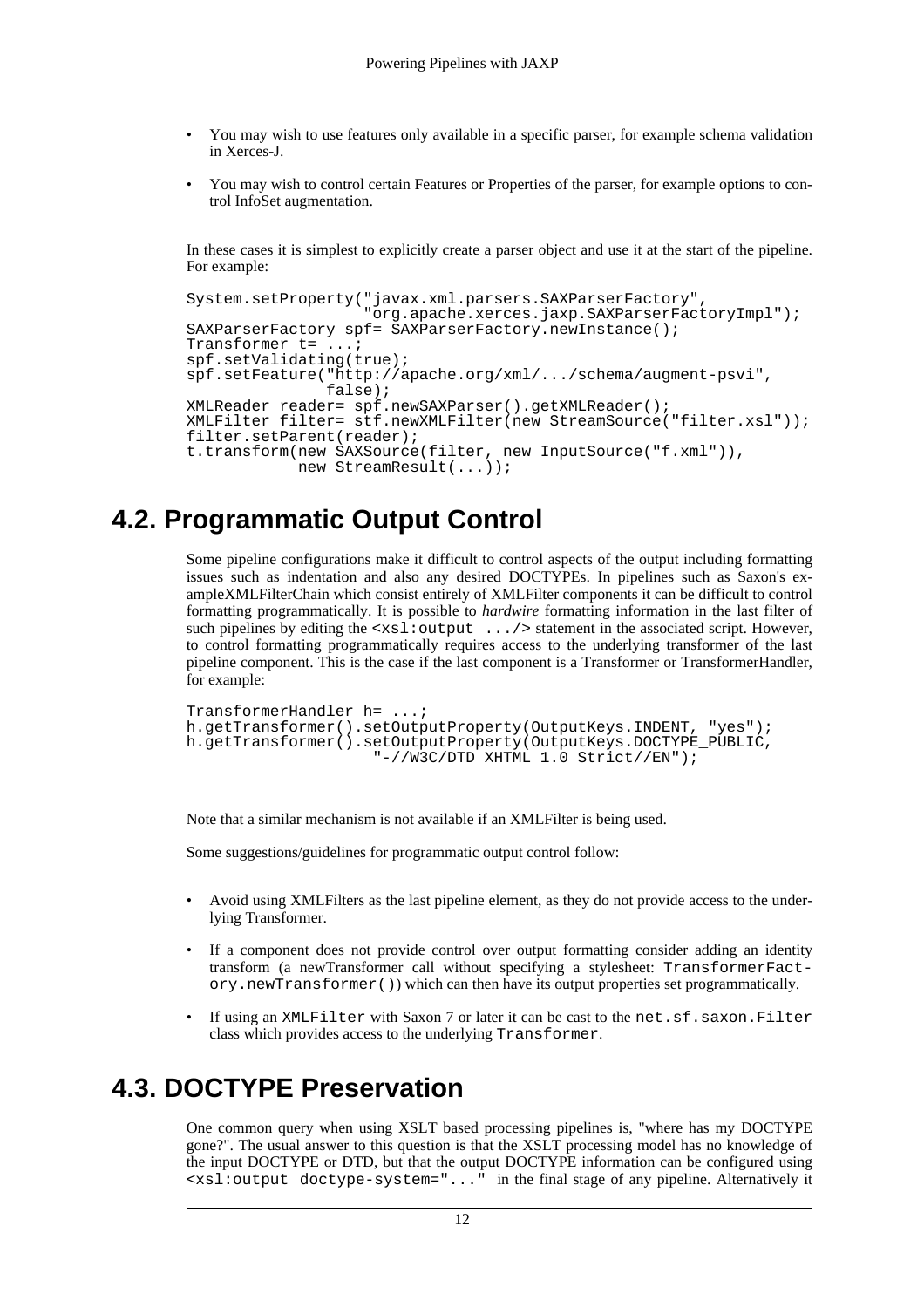- You may wish to use features only available in a specific parser, for example schema validation in Xerces-J.
- You may wish to control certain Features or Properties of the parser, for example options to control InfoSet augmentation.

In these cases it is simplest to explicitly create a parser object and use it at the start of the pipeline. For example:

```
System.setProperty("javax.xml.parsers.SAXParserFactory",
                   "org.apache.xerces.jaxp.SAXParserFactoryImpl");
SAXParserFactory spf= SAXParserFactory.newInstance();
Transformer t= ...;
spf.setValidating(true);
spf.setFeature("http://apache.org/xml/.../schema/augment-psvi",
               false);
XMLReader reader= spf.newSAXParser().getXMLReader();
XMLFilter filter= stf.newXMLFilter(new StreamSource("filter.xsl"));
filter.setParent(reader);
t.transform(new SAXSource(filter, new InputSource("f.xml")),
            new StreamResult(...));
```

## 4.2. Programmatic Output Control

Some pipeline configurations make it difficult to control aspects of the output including formatting issues such as indentation and also any desired DOCTYPEs. In pipelines such as Saxon's exampleXMLFilterChain which consist entirely of XMLFilter components it can be difficult to control formatting programmatically. It is possible to *hardwire* formatting information in the last filter of such pipelines by editing the `<xsl:output .../>` statement in the associated script. However, to control formatting programmatically requires access to the underlying transformer of the last pipeline component. This is the case if the last component is a Transformer or TransformerHandler, for example:

```
TransformerHandler h= ...;
h.getTransformer().setOutputProperty(OutputKeys.INDENT, "yes");
h.getTransformer().setOutputProperty(OutputKeys.DOCTYPE_PUBLIC,
                    "-//W3C/DTD XHTML 1.0 Strict//EN");
```

Note that a similar mechanism is not available if an XMLFilter is being used.

Some suggestions/guidelines for programmatic output control follow:

- Avoid using XMLFilters as the last pipeline element, as they do not provide access to the underlying Transformer.
- If a component does not provide control over output formatting consider adding an identity transform (a newTransformer call without specifying a stylesheet: `TransformerFactory.newTransformer()`) which can then have its output properties set programmatically.
- If using an `XMLFilter` with Saxon 7 or later it can be cast to the `net.sf.saxon.Filter` class which provides access to the underlying `Transformer`.

## 4.3. DOCTYPE Preservation

One common query when using XSLT based processing pipelines is, "where has my DOCTYPE gone?". The usual answer to this question is that the XSLT processing model has no knowledge of the input DOCTYPE or DTD, but that the output DOCTYPE information can be configured using `<xsl:output doctype-system="..."` in the final stage of any pipeline. Alternatively it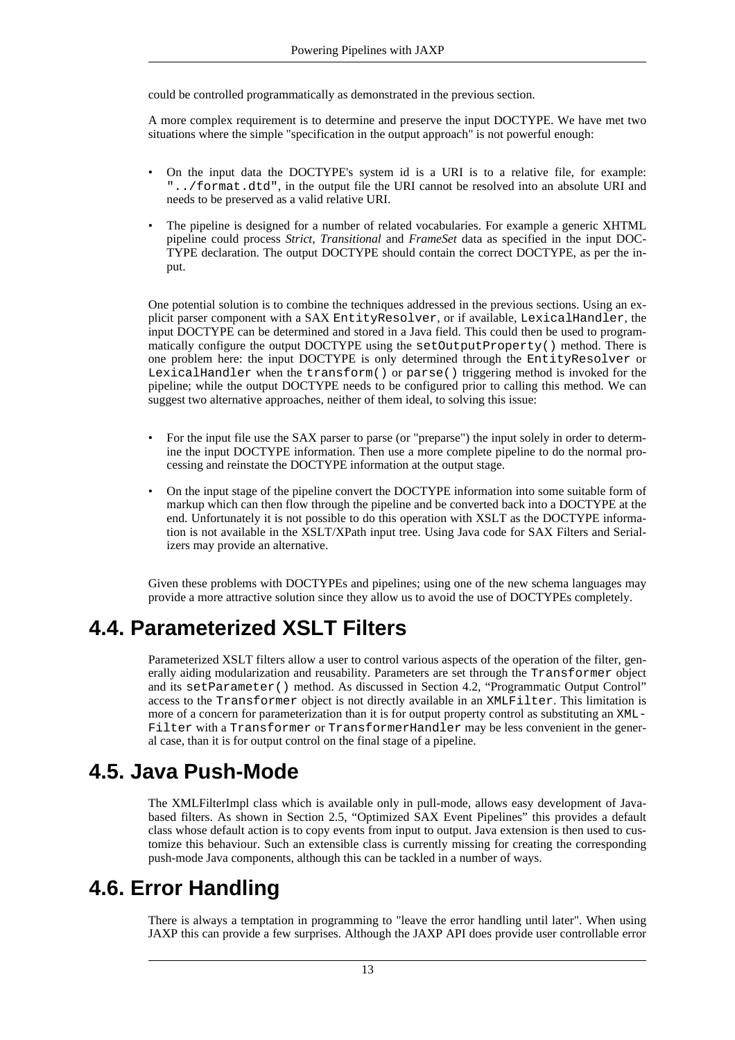could be controlled programmatically as demonstrated in the previous section.

A more complex requirement is to determine and preserve the input DOCTYPE. We have met two situations where the simple "specification in the output approach" is not powerful enough:

- On the input data the DOCTYPE's system id is a URI is to a relative file, for example: `"../format.dtd"`, in the output file the URI cannot be resolved into an absolute URI and needs to be preserved as a valid relative URI.
- The pipeline is designed for a number of related vocabularies. For example a generic XHTML pipeline could process *Strict*, *Transitional* and *FrameSet* data as specified in the input DOCTYPE declaration. The output DOCTYPE should contain the correct DOCTYPE, as per the input.

One potential solution is to combine the techniques addressed in the previous sections. Using an explicit parser component with a SAX `EntityResolver`, or if available, `LexicalHandler`, the input DOCTYPE can be determined and stored in a Java field. This could then be used to programmatically configure the output DOCTYPE using the `setOutputProperty()` method. There is one problem here: the input DOCTYPE is only determined through the `EntityResolver` or `LexicalHandler` when the `transform()` or `parse()` triggering method is invoked for the pipeline; while the output DOCTYPE needs to be configured prior to calling this method. We can suggest two alternative approaches, neither of them ideal, to solving this issue:

- For the input file use the SAX parser to parse (or "preparse") the input solely in order to determine the input DOCTYPE information. Then use a more complete pipeline to do the normal processing and reinstate the DOCTYPE information at the output stage.
- On the input stage of the pipeline convert the DOCTYPE information into some suitable form of markup which can then flow through the pipeline and be converted back into a DOCTYPE at the end. Unfortunately it is not possible to do this operation with XSLT as the DOCTYPE information is not available in the XSLT/XPath input tree. Using Java code for SAX Filters and Serializers may provide an alternative.

Given these problems with DOCTYPEs and pipelines; using one of the new schema languages may provide a more attractive solution since they allow us to avoid the use of DOCTYPEs completely.

## 4.4. Parameterized XSLT Filters

Parameterized XSLT filters allow a user to control various aspects of the operation of the filter, generally aiding modularization and reusability. Parameters are set through the `Transformer` object and its `setParameter()` method. As discussed in Section 4.2, "Programmatic Output Control" access to the `Transformer` object is not directly available in an `XMLFilter`. This limitation is more of a concern for parameterization than it is for output property control as substituting an `XMLFilter` with a `Transformer` or `TransformerHandler` may be less convenient in the general case, than it is for output control on the final stage of a pipeline.

## 4.5. Java Push-Mode

The XMLFilterImpl class which is available only in pull-mode, allows easy development of Java-based filters. As shown in Section 2.5, "Optimized SAX Event Pipelines" this provides a default class whose default action is to copy events from input to output. Java extension is then used to customize this behaviour. Such an extensible class is currently missing for creating the corresponding push-mode Java components, although this can be tackled in a number of ways.

## 4.6. Error Handling

There is always a temptation in programming to "leave the error handling until later". When using JAXP this can provide a few surprises. Although the JAXP API does provide user controllable error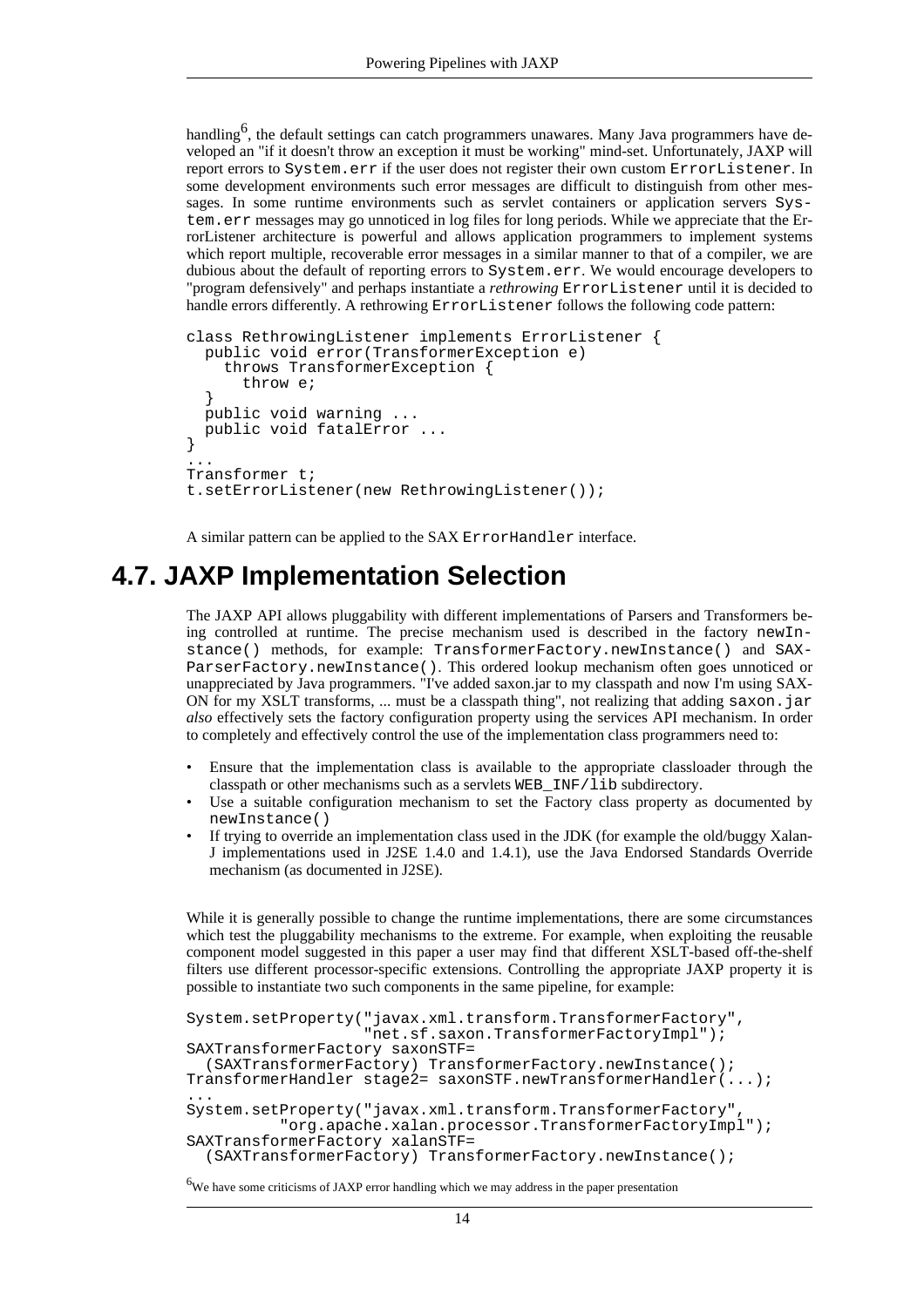handling[6], the default settings can catch programmers unawares. Many Java programmers have developed an "if it doesn't throw an exception it must be working" mind-set. Unfortunately, JAXP will report errors to `System.err` if the user does not register their own custom `ErrorListener`. In some development environments such error messages are difficult to distinguish from other messages. In some runtime environments such as servlet containers or application servers `System.err` messages may go unnoticed in log files for long periods. While we appreciate that the ErrorListener architecture is powerful and allows application programmers to implement systems which report multiple, recoverable error messages in a similar manner to that of a compiler, we are dubious about the default of reporting errors to `System.err`. We would encourage developers to "program defensively" and perhaps instantiate a *rethrowing* `ErrorListener` until it is decided to handle errors differently. A rethrowing `ErrorListener` follows the following code pattern:

```
class RethrowingListener implements ErrorListener {
  public void error(TransformerException e)
    throws TransformerException {
      throw e;
  }
  public void warning ...
  public void fatalError ...
}
...
Transformer t;
t.setErrorListener(new RethrowingListener());
```

A similar pattern can be applied to the SAX `ErrorHandler` interface.

## 4.7. JAXP Implementation Selection

The JAXP API allows pluggability with different implementations of Parsers and Transformers being controlled at runtime. The precise mechanism used is described in the factory `newInstance()` methods, for example: `TransformerFactory.newInstance()` and `SAXParserFactory.newInstance()`. This ordered lookup mechanism often goes unnoticed or unappreciated by Java programmers. "I've added saxon.jar to my classpath and now I'm using SAXON for my XSLT transforms, ... must be a classpath thing", not realizing that adding `saxon.jar` *also* effectively sets the factory configuration property using the services API mechanism. In order to completely and effectively control the use of the implementation class programmers need to:

- Ensure that the implementation class is available to the appropriate classloader through the classpath or other mechanisms such as a servlets `WEB_INF/lib` subdirectory.
- Use a suitable configuration mechanism to set the Factory class property as documented by `newInstance()`
- If trying to override an implementation class used in the JDK (for example the old/buggy Xalan-J implementations used in J2SE 1.4.0 and 1.4.1), use the Java Endorsed Standards Override mechanism (as documented in J2SE).

While it is generally possible to change the runtime implementations, there are some circumstances which test the pluggability mechanisms to the extreme. For example, when exploiting the reusable component model suggested in this paper a user may find that different XSLT-based off-the-shelf filters use different processor-specific extensions. Controlling the appropriate JAXP property it is possible to instantiate two such components in the same pipeline, for example:

```
System.setProperty("javax.xml.transform.TransformerFactory",
                   "net.sf.saxon.TransformerFactoryImpl");
SAXTransformerFactory saxonSTF=
  (SAXTransformerFactory) TransformerFactory.newInstance();
TransformerHandler stage2= saxonSTF.newTransformerHandler(...);
...
System.setProperty("javax.xml.transform.TransformerFactory",
          "org.apache.xalan.processor.TransformerFactoryImpl");
SAXTransformerFactory xalanSTF=
  (SAXTransformerFactory) TransformerFactory.newInstance();
```

[6]We have some criticisms of JAXP error handling which we may address in the paper presentation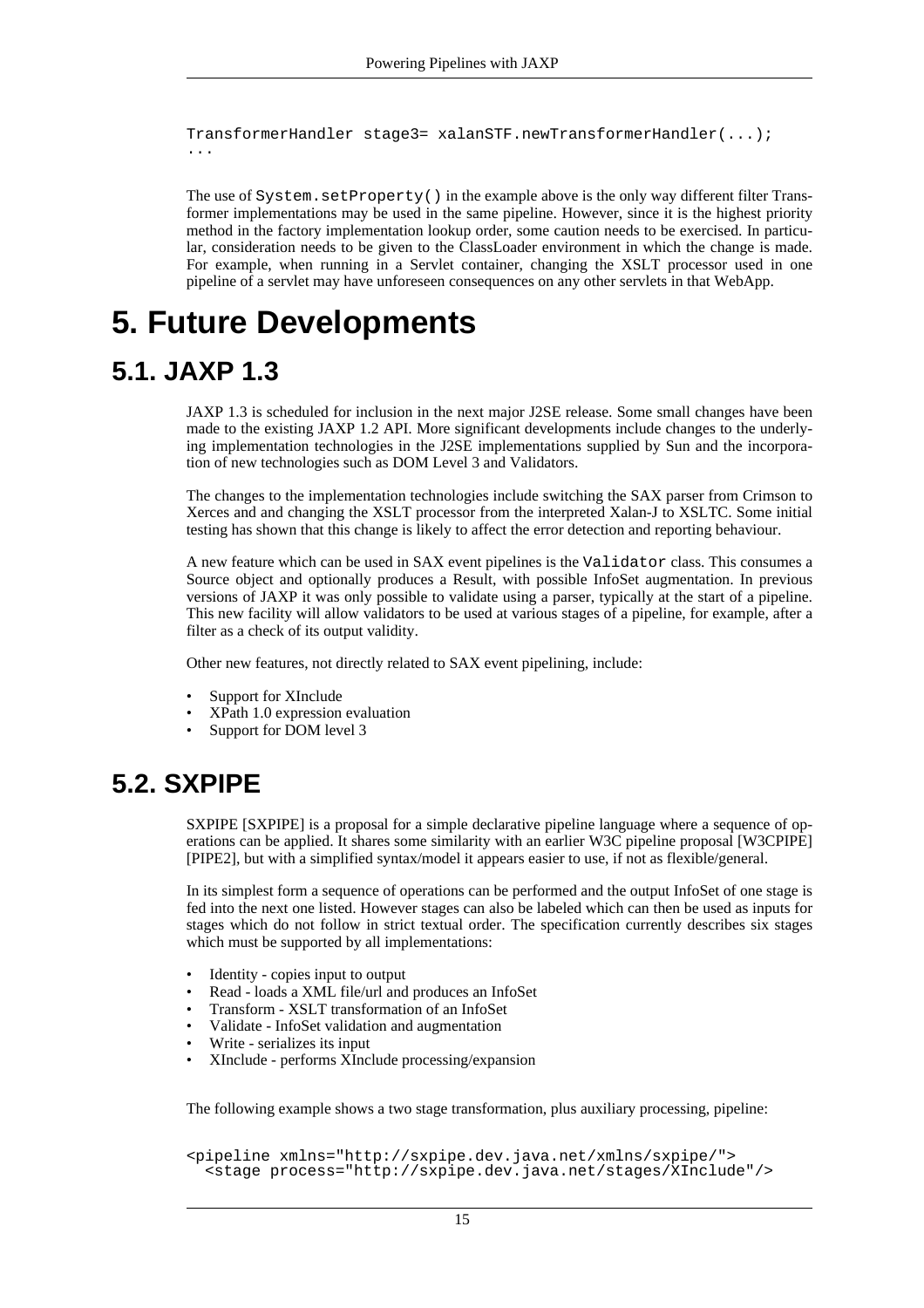```
TransformerHandler stage3= xalanSTF.newTransformerHandler(...);
...
```

The use of `System.setProperty()` in the example above is the only way different filter Transformer implementations may be used in the same pipeline. However, since it is the highest priority method in the factory implementation lookup order, some caution needs to be exercised. In particular, consideration needs to be given to the ClassLoader environment in which the change is made. For example, when running in a Servlet container, changing the XSLT processor used in one pipeline of a servlet may have unforeseen consequences on any other servlets in that WebApp.

# 5. Future Developments

## 5.1. JAXP 1.3

JAXP 1.3 is scheduled for inclusion in the next major J2SE release. Some small changes have been made to the existing JAXP 1.2 API. More significant developments include changes to the underlying implementation technologies in the J2SE implementations supplied by Sun and the incorporation of new technologies such as DOM Level 3 and Validators.

The changes to the implementation technologies include switching the SAX parser from Crimson to Xerces and and changing the XSLT processor from the interpreted Xalan-J to XSLTC. Some initial testing has shown that this change is likely to affect the error detection and reporting behaviour.

A new feature which can be used in SAX event pipelines is the `Validator` class. This consumes a Source object and optionally produces a Result, with possible InfoSet augmentation. In previous versions of JAXP it was only possible to validate using a parser, typically at the start of a pipeline. This new facility will allow validators to be used at various stages of a pipeline, for example, after a filter as a check of its output validity.

Other new features, not directly related to SAX event pipelining, include:

- Support for XInclude
- XPath 1.0 expression evaluation
- Support for DOM level 3

## 5.2. SXPIPE

SXPIPE [SXPIPE] is a proposal for a simple declarative pipeline language where a sequence of operations can be applied. It shares some similarity with an earlier W3C pipeline proposal [W3CPIPE] [PIPE2], but with a simplified syntax/model it appears easier to use, if not as flexible/general.

In its simplest form a sequence of operations can be performed and the output InfoSet of one stage is fed into the next one listed. However stages can also be labeled which can then be used as inputs for stages which do not follow in strict textual order. The specification currently describes six stages which must be supported by all implementations:

- Identity - copies input to output
- Read - loads a XML file/url and produces an InfoSet
- Transform - XSLT transformation of an InfoSet
- Validate - InfoSet validation and augmentation
- Write - serializes its input
- XInclude - performs XInclude processing/expansion

The following example shows a two stage transformation, plus auxiliary processing, pipeline:

```
<pipeline xmlns="http://sxpipe.dev.java.net/xmlns/sxpipe/">
  <stage process="http://sxpipe.dev.java.net/stages/XInclude"/>
```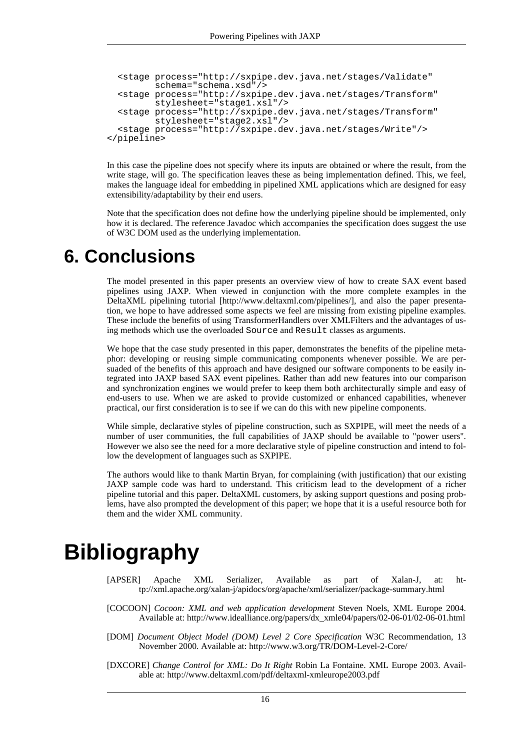```
  <stage process="http://sxpipe.dev.java.net/stages/Validate"
         schema="schema.xsd"/>
  <stage process="http://sxpipe.dev.java.net/stages/Transform"
         stylesheet="stage1.xsl"/>
  <stage process="http://sxpipe.dev.java.net/stages/Transform"
         stylesheet="stage2.xsl"/>
  <stage process="http://sxpipe.dev.java.net/stages/Write"/>
</pipeline>
```

In this case the pipeline does not specify where its inputs are obtained or where the result, from the write stage, will go. The specification leaves these as being implementation defined. This, we feel, makes the language ideal for embedding in pipelined XML applications which are designed for easy extensibility/adaptability by their end users.

Note that the specification does not define how the underlying pipeline should be implemented, only how it is declared. The reference Javadoc which accompanies the specification does suggest the use of W3C DOM used as the underlying implementation.

# 6. Conclusions

The model presented in this paper presents an overview view of how to create SAX event based pipelines using JAXP. When viewed in conjunction with the more complete examples in the DeltaXML pipelining tutorial [http://www.deltaxml.com/pipelines/], and also the paper presentation, we hope to have addressed some aspects we feel are missing from existing pipeline examples. These include the benefits of using TransformerHandlers over XMLFilters and the advantages of using methods which use the overloaded `Source` and `Result` classes as arguments.

We hope that the case study presented in this paper, demonstrates the benefits of the pipeline metaphor: developing or reusing simple communicating components whenever possible. We are persuaded of the benefits of this approach and have designed our software components to be easily integrated into JAXP based SAX event pipelines. Rather than add new features into our comparison and synchronization engines we would prefer to keep them both architecturally simple and easy of end-users to use. When we are asked to provide customized or enhanced capabilities, whenever practical, our first consideration is to see if we can do this with new pipeline components.

While simple, declarative styles of pipeline construction, such as SXPIPE, will meet the needs of a number of user communities, the full capabilities of JAXP should be available to "power users". However we also see the need for a more declarative style of pipeline construction and intend to follow the development of languages such as SXPIPE.

The authors would like to thank Martin Bryan, for complaining (with justification) that our existing JAXP sample code was hard to understand. This criticism lead to the development of a richer pipeline tutorial and this paper. DeltaXML customers, by asking support questions and posing problems, have also prompted the development of this paper; we hope that it is a useful resource both for them and the wider XML community.

# Bibliography

[APSER] Apache XML Serializer, Available as part of Xalan-J, at: http://xml.apache.org/xalan-j/apidocs/org/apache/xml/serializer/package-summary.html

[COCOON] *Cocoon: XML and web application development* Steven Noels, XML Europe 2004. Available at: http://www.idealliance.org/papers/dx_xmle04/papers/02-06-01/02-06-01.html

[DOM] *Document Object Model (DOM) Level 2 Core Specification* W3C Recommendation, 13 November 2000. Available at: http://www.w3.org/TR/DOM-Level-2-Core/

[DXCORE] *Change Control for XML: Do It Right* Robin La Fontaine. XML Europe 2003. Available at: http://www.deltaxml.com/pdf/deltaxml-xmleurope2003.pdf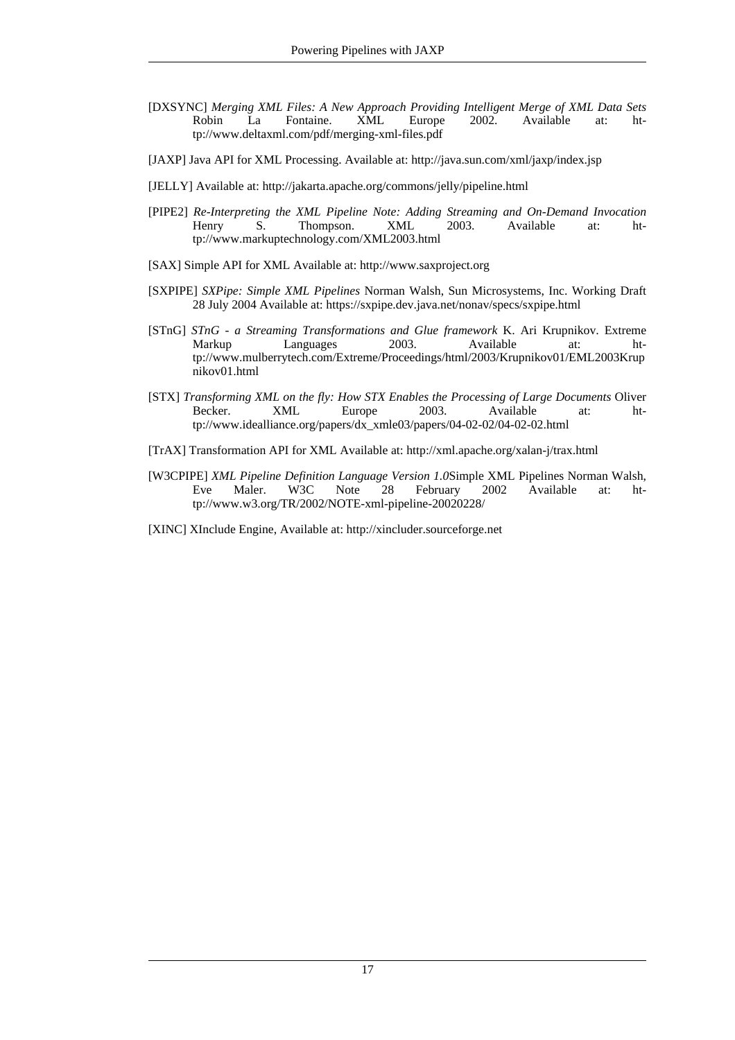[DXSYNC] *Merging XML Files: A New Approach Providing Intelligent Merge of XML Data Sets* Robin La Fontaine. XML Europe 2002. Available at: http://www.deltaxml.com/pdf/merging-xml-files.pdf

[JAXP] Java API for XML Processing. Available at: http://java.sun.com/xml/jaxp/index.jsp

[JELLY] Available at: http://jakarta.apache.org/commons/jelly/pipeline.html

[PIPE2] *Re-Interpreting the XML Pipeline Note: Adding Streaming and On-Demand Invocation* Henry S. Thompson. XML 2003. Available at: http://www.markuptechnology.com/XML2003.html

[SAX] Simple API for XML Available at: http://www.saxproject.org

[SXPIPE] *SXPipe: Simple XML Pipelines* Norman Walsh, Sun Microsystems, Inc. Working Draft 28 July 2004 Available at: https://sxpipe.dev.java.net/nonav/specs/sxpipe.html

[STnG] *STnG - a Streaming Transformations and Glue framework* K. Ari Krupnikov. Extreme Markup Languages 2003. Available at: http://www.mulberrytech.com/Extreme/Proceedings/html/2003/Krupnikov01/EML2003Krupnikov01.html

[STX] *Transforming XML on the fly: How STX Enables the Processing of Large Documents* Oliver Becker. XML Europe 2003. Available at: http://www.idealliance.org/papers/dx_xmle03/papers/04-02-02/04-02-02.html

[TrAX] Transformation API for XML Available at: http://xml.apache.org/xalan-j/trax.html

[W3CPIPE] *XML Pipeline Definition Language Version 1.0*Simple XML Pipelines Norman Walsh, Eve Maler. W3C Note 28 February 2002 Available at: http://www.w3.org/TR/2002/NOTE-xml-pipeline-20020228/

[XINC] XInclude Engine, Available at: http://xincluder.sourceforge.net